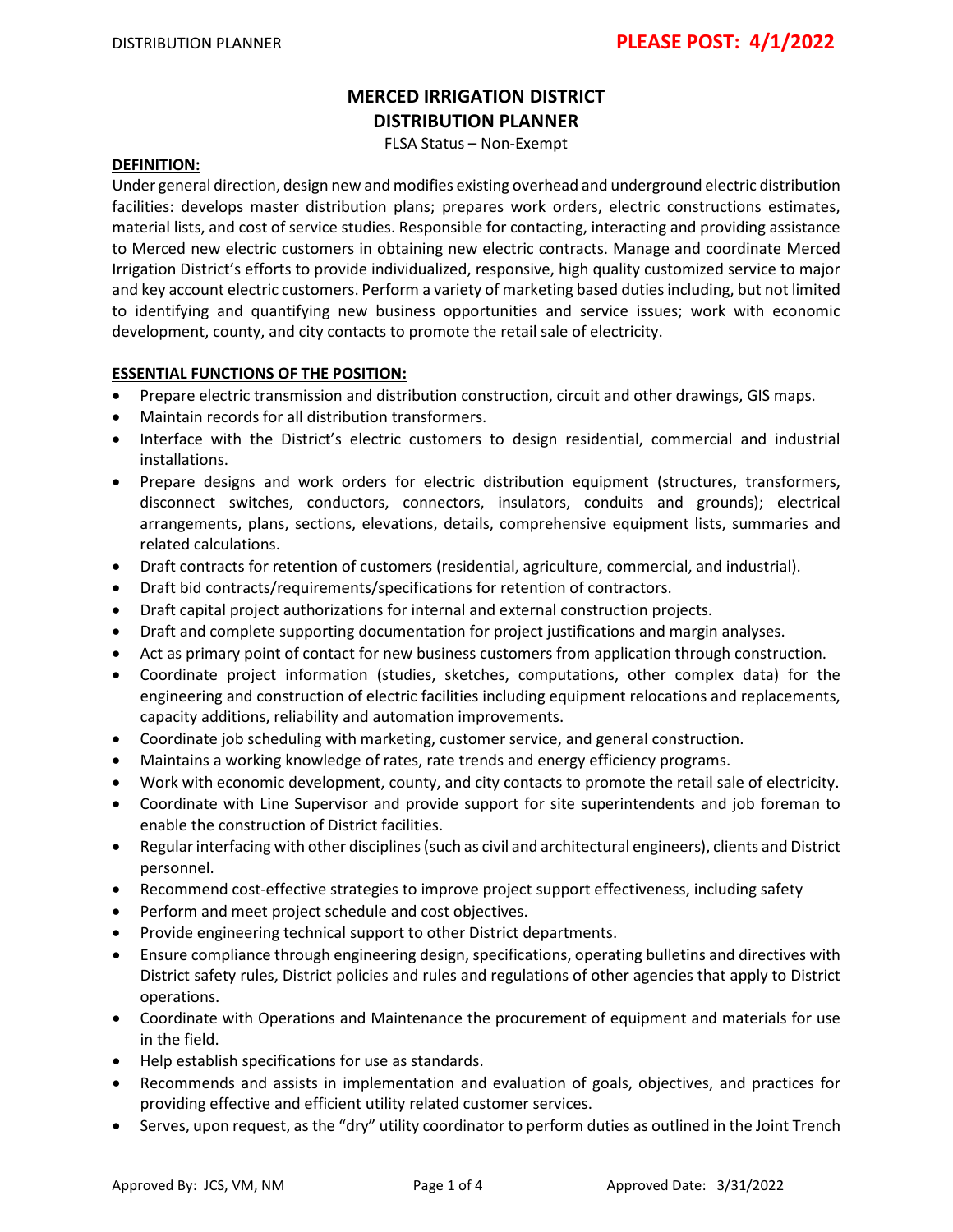**PLEASE POST: 4/1/2022**

# MERCED IRRIGATION DISTRICT
# DISTRIBUTION PLANNER

FLSA Status – Non-Exempt

## DEFINITION:

Under general direction, design new and modifies existing overhead and underground electric distribution facilities: develops master distribution plans; prepares work orders, electric constructions estimates, material lists, and cost of service studies. Responsible for contacting, interacting and providing assistance to Merced new electric customers in obtaining new electric contracts. Manage and coordinate Merced Irrigation District's efforts to provide individualized, responsive, high quality customized service to major and key account electric customers. Perform a variety of marketing based duties including, but not limited to identifying and quantifying new business opportunities and service issues; work with economic development, county, and city contacts to promote the retail sale of electricity.

## ESSENTIAL FUNCTIONS OF THE POSITION:

- Prepare electric transmission and distribution construction, circuit and other drawings, GIS maps.
- Maintain records for all distribution transformers.
- Interface with the District's electric customers to design residential, commercial and industrial installations.
- Prepare designs and work orders for electric distribution equipment (structures, transformers, disconnect switches, conductors, connectors, insulators, conduits and grounds); electrical arrangements, plans, sections, elevations, details, comprehensive equipment lists, summaries and related calculations.
- Draft contracts for retention of customers (residential, agriculture, commercial, and industrial).
- Draft bid contracts/requirements/specifications for retention of contractors.
- Draft capital project authorizations for internal and external construction projects.
- Draft and complete supporting documentation for project justifications and margin analyses.
- Act as primary point of contact for new business customers from application through construction.
- Coordinate project information (studies, sketches, computations, other complex data) for the engineering and construction of electric facilities including equipment relocations and replacements, capacity additions, reliability and automation improvements.
- Coordinate job scheduling with marketing, customer service, and general construction.
- Maintains a working knowledge of rates, rate trends and energy efficiency programs.
- Work with economic development, county, and city contacts to promote the retail sale of electricity.
- Coordinate with Line Supervisor and provide support for site superintendents and job foreman to enable the construction of District facilities.
- Regular interfacing with other disciplines (such as civil and architectural engineers), clients and District personnel.
- Recommend cost-effective strategies to improve project support effectiveness, including safety
- Perform and meet project schedule and cost objectives.
- Provide engineering technical support to other District departments.
- Ensure compliance through engineering design, specifications, operating bulletins and directives with District safety rules, District policies and rules and regulations of other agencies that apply to District operations.
- Coordinate with Operations and Maintenance the procurement of equipment and materials for use in the field.
- Help establish specifications for use as standards.
- Recommends and assists in implementation and evaluation of goals, objectives, and practices for providing effective and efficient utility related customer services.
- Serves, upon request, as the "dry" utility coordinator to perform duties as outlined in the Joint Trench

Approved By: JCS, VM, NM | Approved Date: 3/31/2022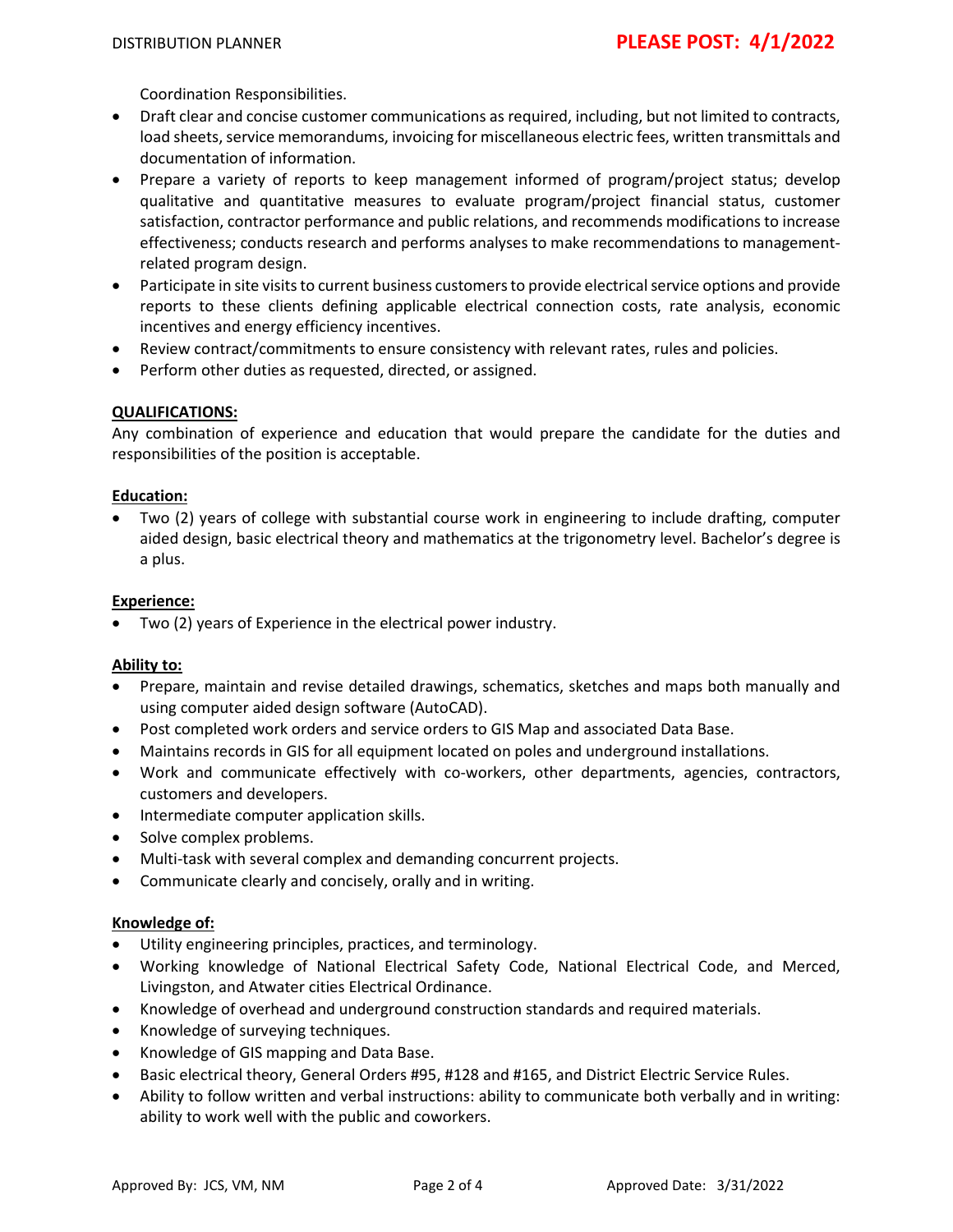Coordination Responsibilities.

- Draft clear and concise customer communications as required, including, but not limited to, contracts, load sheets, service memorandums, invoicing for miscellaneous electric fees, written transmittals and documentation of information.
- Prepare a variety of reports to keep management informed of program/project status; develop qualitative and quantitative measures to evaluate program/project financial status, customer satisfaction, contractor performance and public relations, and recommends modifications to increase effectiveness; conducts research and performs analyses to make recommendations to management-related program design.
- Participate in site visits to current business customers to provide electrical service options and provide reports to these clients defining applicable electrical connection costs, rate analysis, economic incentives and energy efficiency incentives.
- Review contract/commitments to ensure consistency with relevant rates, rules and policies.
- Perform other duties as requested, directed, or assigned.

**QUALIFICATIONS:**

Any combination of experience and education that would prepare the candidate for the duties and responsibilities of the position is acceptable.

**Education:**

- Two (2) years of college with substantial course work in engineering to include drafting, computer aided design, basic electrical theory and mathematics at the trigonometry level. Bachelor's degree is a plus.

**Experience:**

- Two (2) years of Experience in the electrical power industry.

**Ability to:**

- Prepare, maintain and revise detailed drawings, schematics, sketches and maps both manually and using computer aided design software (AutoCAD).
- Post completed work orders and service orders to GIS Map and associated Data Base.
- Maintains records in GIS for all equipment located on poles and underground installations.
- Work and communicate effectively with co-workers, other departments, agencies, contractors, customers and developers.
- Intermediate computer application skills.
- Solve complex problems.
- Multi-task with several complex and demanding concurrent projects.
- Communicate clearly and concisely, orally and in writing.

**Knowledge of:**

- Utility engineering principles, practices, and terminology.
- Working knowledge of National Electrical Safety Code, National Electrical Code, and Merced, Livingston, and Atwater cities Electrical Ordinance.
- Knowledge of overhead and underground construction standards and required materials.
- Knowledge of surveying techniques.
- Knowledge of GIS mapping and Data Base.
- Basic electrical theory, General Orders #95, #128 and #165, and District Electric Service Rules.
- Ability to follow written and verbal instructions: ability to communicate both verbally and in writing: ability to work well with the public and coworkers.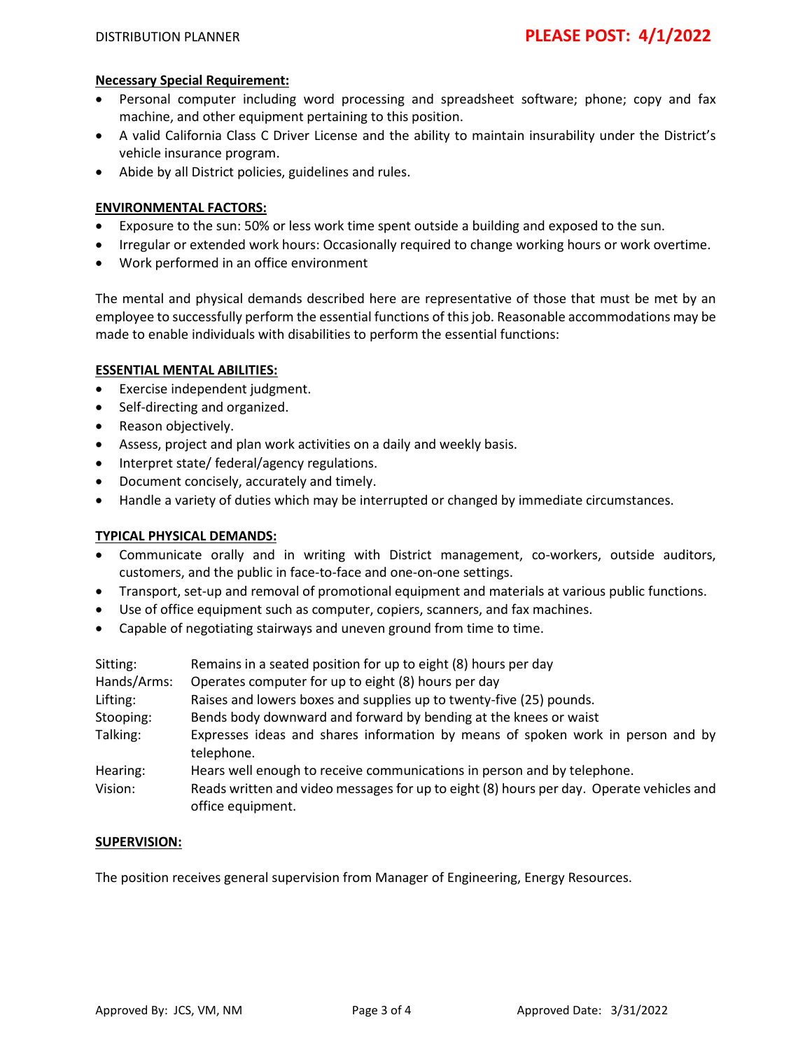**Necessary Special Requirement:**

- Personal computer including word processing and spreadsheet software; phone; copy and fax machine, and other equipment pertaining to this position.
- A valid California Class C Driver License and the ability to maintain insurability under the District's vehicle insurance program.
- Abide by all District policies, guidelines and rules.

**ENVIRONMENTAL FACTORS:**

- Exposure to the sun: 50% or less work time spent outside a building and exposed to the sun.
- Irregular or extended work hours: Occasionally required to change working hours or work overtime.
- Work performed in an office environment

The mental and physical demands described here are representative of those that must be met by an employee to successfully perform the essential functions of this job. Reasonable accommodations may be made to enable individuals with disabilities to perform the essential functions:

**ESSENTIAL MENTAL ABILITIES:**

- Exercise independent judgment.
- Self-directing and organized.
- Reason objectively.
- Assess, project and plan work activities on a daily and weekly basis.
- Interpret state/ federal/agency regulations.
- Document concisely, accurately and timely.
- Handle a variety of duties which may be interrupted or changed by immediate circumstances.

**TYPICAL PHYSICAL DEMANDS:**

- Communicate orally and in writing with District management, co-workers, outside auditors, customers, and the public in face-to-face and one-on-one settings.
- Transport, set-up and removal of promotional equipment and materials at various public functions.
- Use of office equipment such as computer, copiers, scanners, and fax machines.
- Capable of negotiating stairways and uneven ground from time to time.

| | |
|---|---|
| Sitting: | Remains in a seated position for up to eight (8) hours per day |
| Hands/Arms: | Operates computer for up to eight (8) hours per day |
| Lifting: | Raises and lowers boxes and supplies up to twenty-five (25) pounds. |
| Stooping: | Bends body downward and forward by bending at the knees or waist |
| Talking: | Expresses ideas and shares information by means of spoken work in person and by telephone. |
| Hearing: | Hears well enough to receive communications in person and by telephone. |
| Vision: | Reads written and video messages for up to eight (8) hours per day. Operate vehicles and office equipment. |

**SUPERVISION:**

The position receives general supervision from Manager of Engineering, Energy Resources.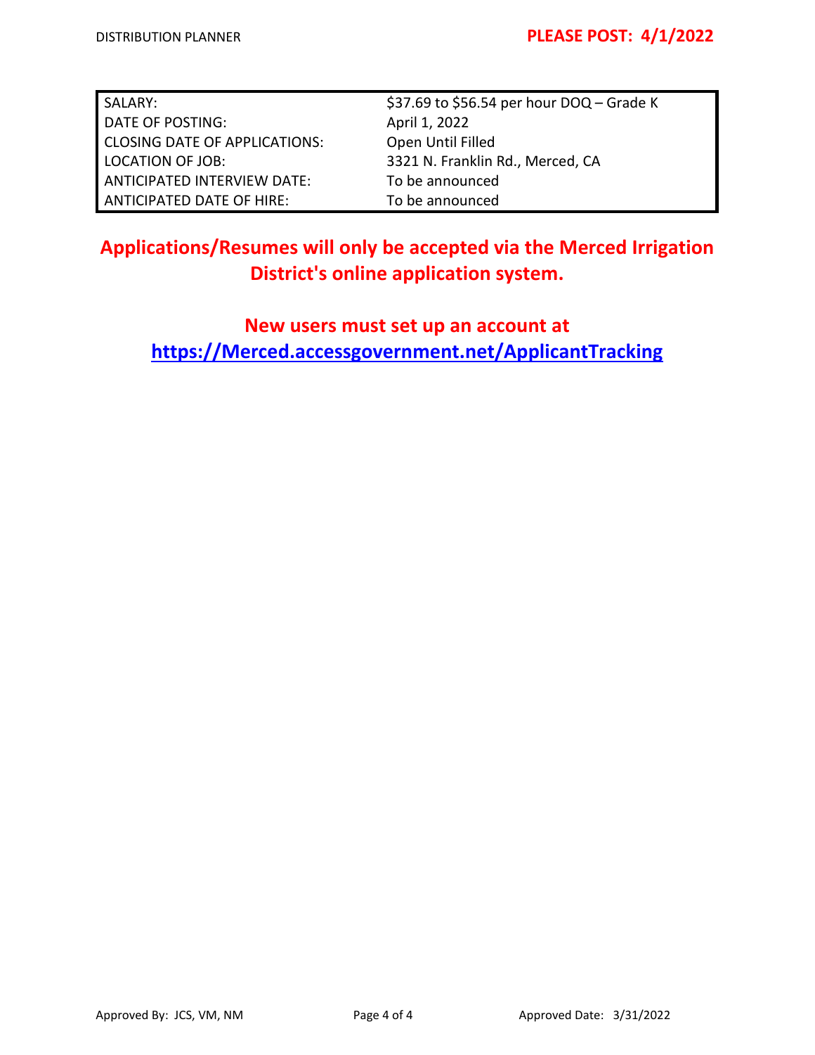| | |
|---|---|
| SALARY: | $37.69 to $56.54 per hour DOQ – Grade K |
| DATE OF POSTING: | April 1, 2022 |
| CLOSING DATE OF APPLICATIONS: | Open Until Filled |
| LOCATION OF JOB: | 3321 N. Franklin Rd., Merced, CA |
| ANTICIPATED INTERVIEW DATE: | To be announced |
| ANTICIPATED DATE OF HIRE: | To be announced |

**Applications/Resumes will only be accepted via the Merced Irrigation District's online application system.**

**New users must set up an account at [https://Merced.accessgovernment.net/ApplicantTracking](https://Merced.accessgovernment.net/ApplicantTracking)**

Approved By: JCS, VM, NM

Approved Date: 3/31/2022